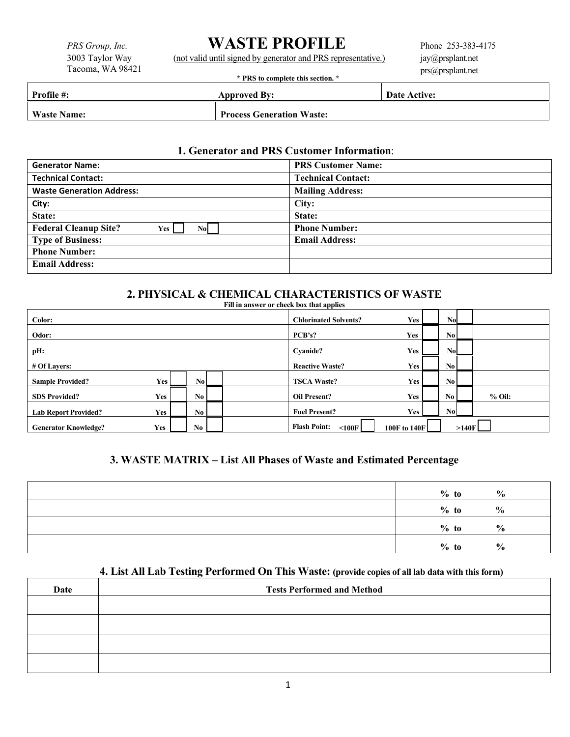*PRS Group, Inc.*
3003 Taylor Way
Tacoma, WA 98421

# WASTE PROFILE

(not valid until signed by generator and PRS representative.)

Phone 253-383-4175
jay@prsplant.net
prs@prsplant.net

**\* PRS to complete this section. \***

| **Profile #:** | **Approved By:** | **Date Active:** |
|---|---|---|

| **Waste Name:** | **Process Generation Waste:** |
|---|---|

## 1. Generator and PRS Customer Information:

| | |
|---|---|
| **Generator Name:** | **PRS Customer Name:** |
| **Technical Contact:** | **Technical Contact:** |
| **Waste Generation Address:** | **Mailing Address:** |
| **City:** | **City:** |
| **State:** | **State:** |
| **Federal Cleanup Site?** Yes ☐ No ☐ | **Phone Number:** |
| **Type of Business:** | **Email Address:** |
| **Phone Number:** | |
| **Email Address:** | |

## 2. PHYSICAL & CHEMICAL CHARACTERISTICS OF WASTE

**Fill in answer or check box that applies**

| | |
|---|---|
| **Color:** | **Chlorinated Solvents?** Yes ☐ No ☐ |
| **Odor:** | **PCB's?** Yes ☐ No ☐ |
| **pH:** | **Cyanide?** Yes ☐ No ☐ |
| **# Of Layers:** | **Reactive Waste?** Yes ☐ No ☐ |
| **Sample Provided?** Yes ☐ No ☐ | **TSCA Waste?** Yes ☐ No ☐ |
| **SDS Provided?** Yes ☐ No ☐ | **Oil Present?** Yes ☐ No ☐ **% Oil:** |
| **Lab Report Provided?** Yes ☐ No ☐ | **Fuel Present?** Yes ☐ No ☐ |
| **Generator Knowledge?** Yes ☐ No ☐ | **Flash Point:** <100F ☐ 100F to 140F ☐ >140F ☐ |

## 3. WASTE MATRIX – List All Phases of Waste and Estimated Percentage

| | |
|---|---|
| | % to % |
| | % to % |
| | % to % |
| | % to % |

## 4. List All Lab Testing Performed On This Waste: (provide copies of all lab data with this form)

| Date | Tests Performed and Method |
|---|---|
| | |
| | |
| | |
| | |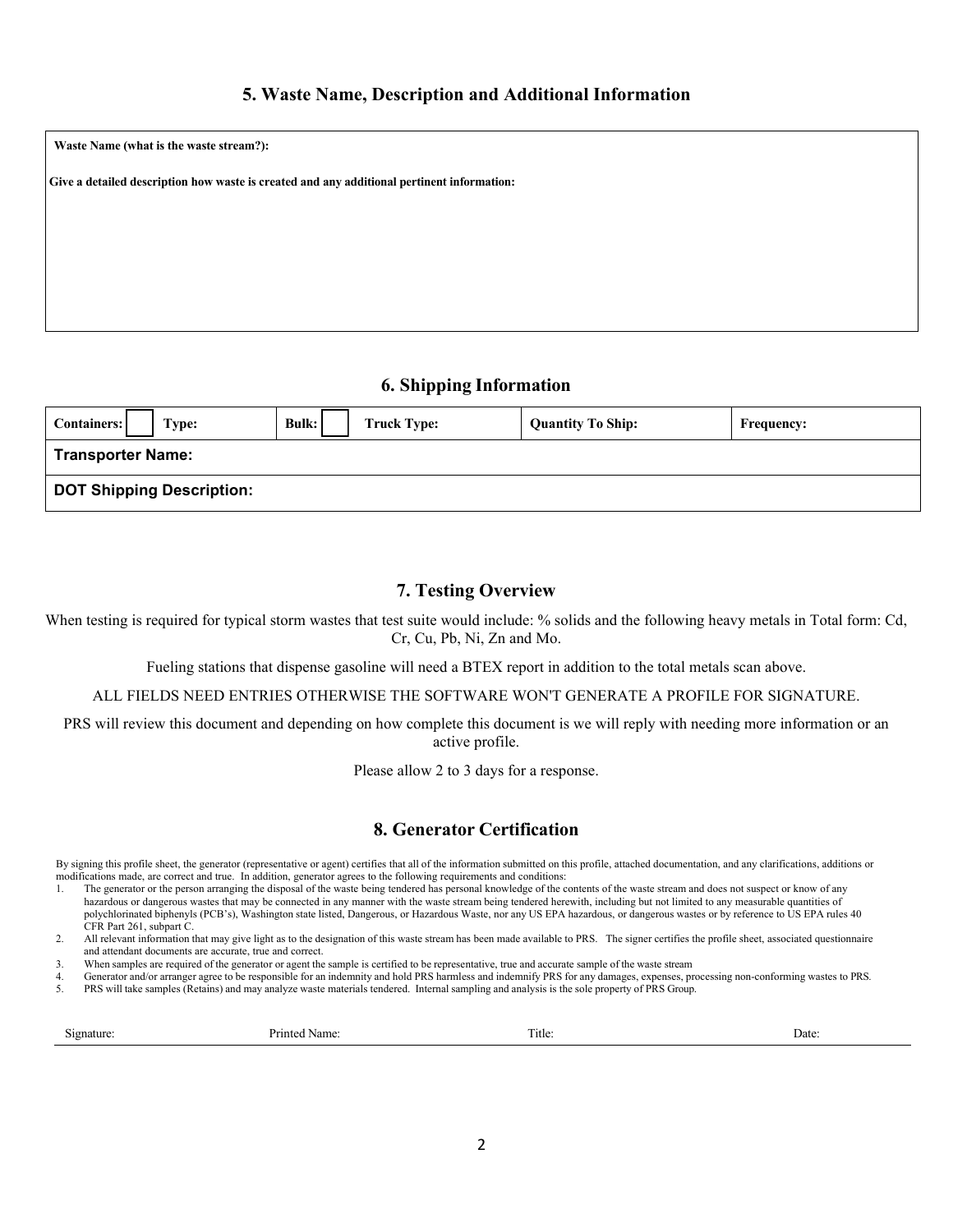## 5. Waste Name, Description and Additional Information

**Waste Name (what is the waste stream?):**

**Give a detailed description how waste is created and any additional pertinent information:**

## 6. Shipping Information

| | | | | | |
|---|---|---|---|---|---|
| **Containers:** ☐ | **Type:** | **Bulk:** ☐ | **Truck Type:** | **Quantity To Ship:** | **Frequency:** |
| **Transporter Name:** | | | | | |
| **DOT Shipping Description:** | | | | | |

## 7. Testing Overview

When testing is required for typical storm wastes that test suite would include: % solids and the following heavy metals in Total form: Cd, Cr, Cu, Pb, Ni, Zn and Mo.

Fueling stations that dispense gasoline will need a BTEX report in addition to the total metals scan above.

ALL FIELDS NEED ENTRIES OTHERWISE THE SOFTWARE WON'T GENERATE A PROFILE FOR SIGNATURE.

PRS will review this document and depending on how complete this document is we will reply with needing more information or an active profile.

Please allow 2 to 3 days for a response.

## 8. Generator Certification

By signing this profile sheet, the generator (representative or agent) certifies that all of the information submitted on this profile, attached documentation, and any clarifications, additions or modifications made, are correct and true. In addition, generator agrees to the following requirements and conditions:

1. The generator or the person arranging the disposal of the waste being tendered has personal knowledge of the contents of the waste stream and does not suspect or know of any hazardous or dangerous wastes that may be connected in any manner with the waste stream being tendered herewith, including but not limited to any measurable quantities of polychlorinated biphenyls (PCB's), Washington state listed, Dangerous, or Hazardous Waste, nor any US EPA hazardous, or dangerous wastes or by reference to US EPA rules 40 CFR Part 261, subpart C.
2. All relevant information that may give light as to the designation of this waste stream has been made available to PRS. The signer certifies the profile sheet, associated questionnaire and attendant documents are accurate, true and correct.
3. When samples are required of the generator or agent the sample is certified to be representative, true and accurate sample of the waste stream
4. Generator and/or arranger agree to be responsible for an indemnity and hold PRS harmless and indemnify PRS for any damages, expenses, processing non-conforming wastes to PRS.
5. PRS will take samples (Retains) and may analyze waste materials tendered. Internal sampling and analysis is the sole property of PRS Group.

Signature: Printed Name: Title: Date: